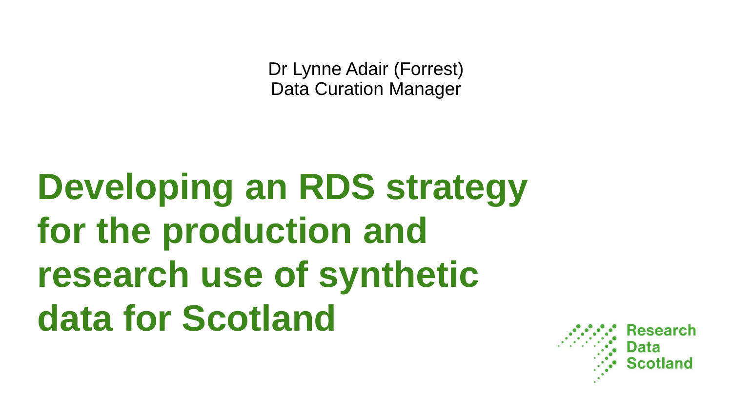Dr Lynne Adair (Forrest)
Data Curation Manager

# Developing an RDS strategy for the production and research use of synthetic data for Scotland

Research Data Scotland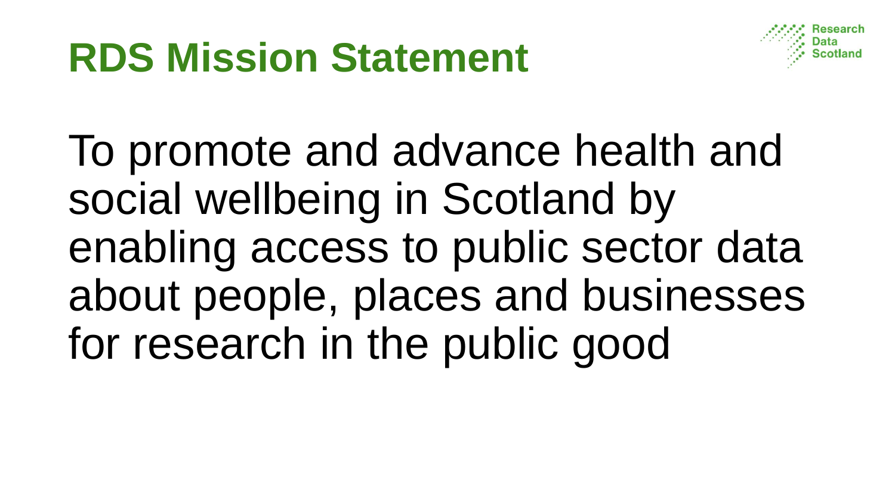# RDS Mission Statement

To promote and advance health and social wellbeing in Scotland by enabling access to public sector data about people, places and businesses for research in the public good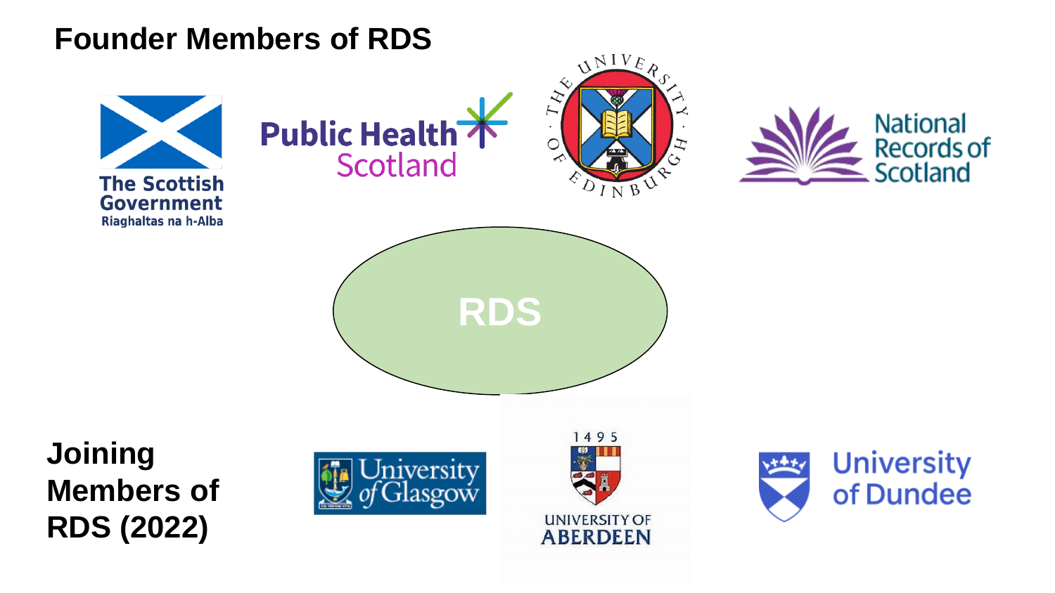# Founder Members of RDS

The Scottish Government
Riaghaltas na h-Alba

Public Health Scotland

The University of Edinburgh

National Records of Scotland

RDS

**Joining Members of RDS (2022)**

University of Glasgow

1495
University of Aberdeen

University of Dundee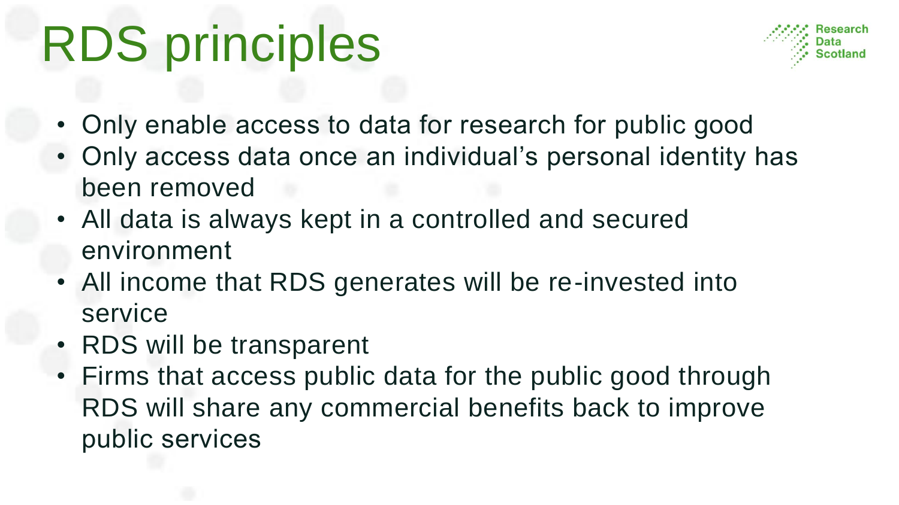# RDS principles

- Only enable access to data for research for public good
- Only access data once an individual's personal identity has been removed
- All data is always kept in a controlled and secured environment
- All income that RDS generates will be re-invested into service
- RDS will be transparent
- Firms that access public data for the public good through RDS will share any commercial benefits back to improve public services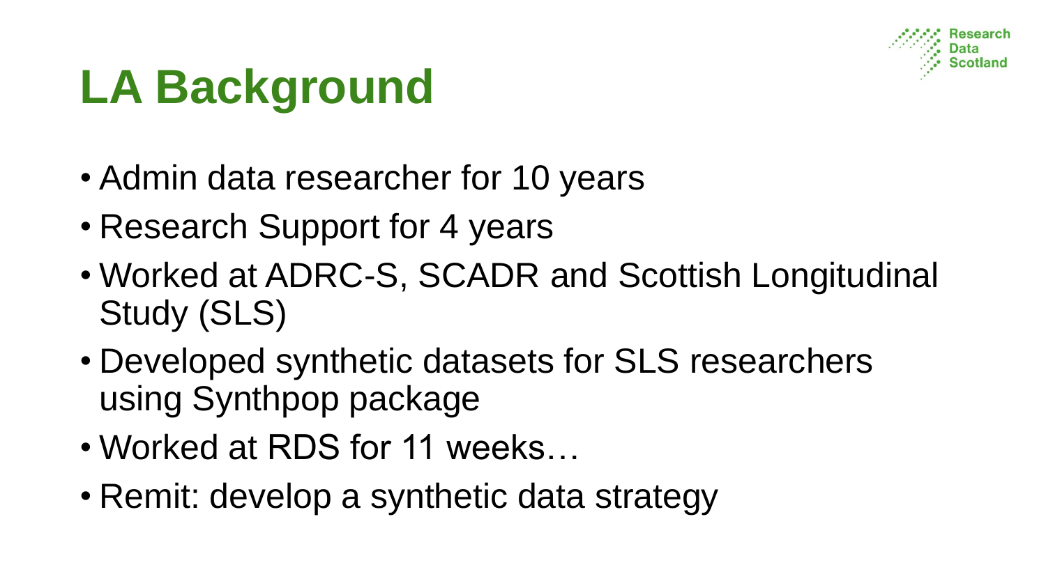# LA Background

- Admin data researcher for 10 years
- Research Support for 4 years
- Worked at ADRC-S, SCADR and Scottish Longitudinal Study (SLS)
- Developed synthetic datasets for SLS researchers using Synthpop package
- Worked at RDS for 11 weeks…
- Remit: develop a synthetic data strategy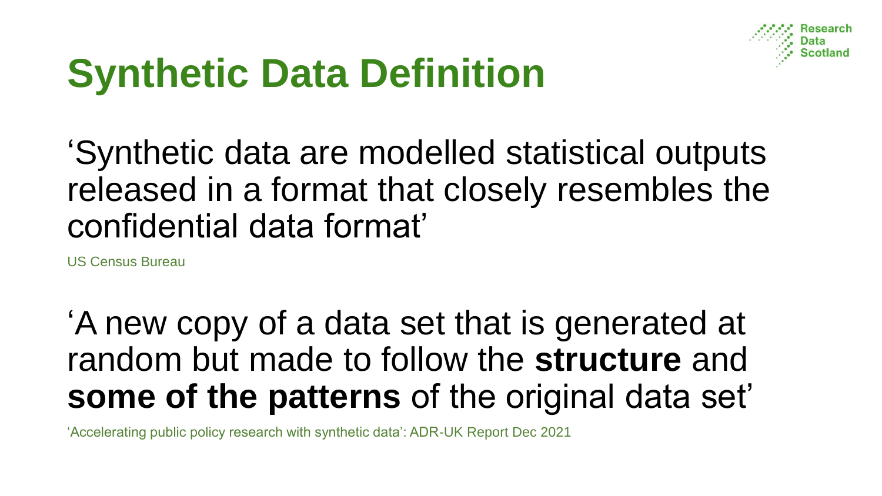# Synthetic Data Definition

'Synthetic data are modelled statistical outputs released in a format that closely resembles the confidential data format'

US Census Bureau

'A new copy of a data set that is generated at random but made to follow the **structure** and **some of the patterns** of the original data set'

'Accelerating public policy research with synthetic data': ADR-UK Report Dec 2021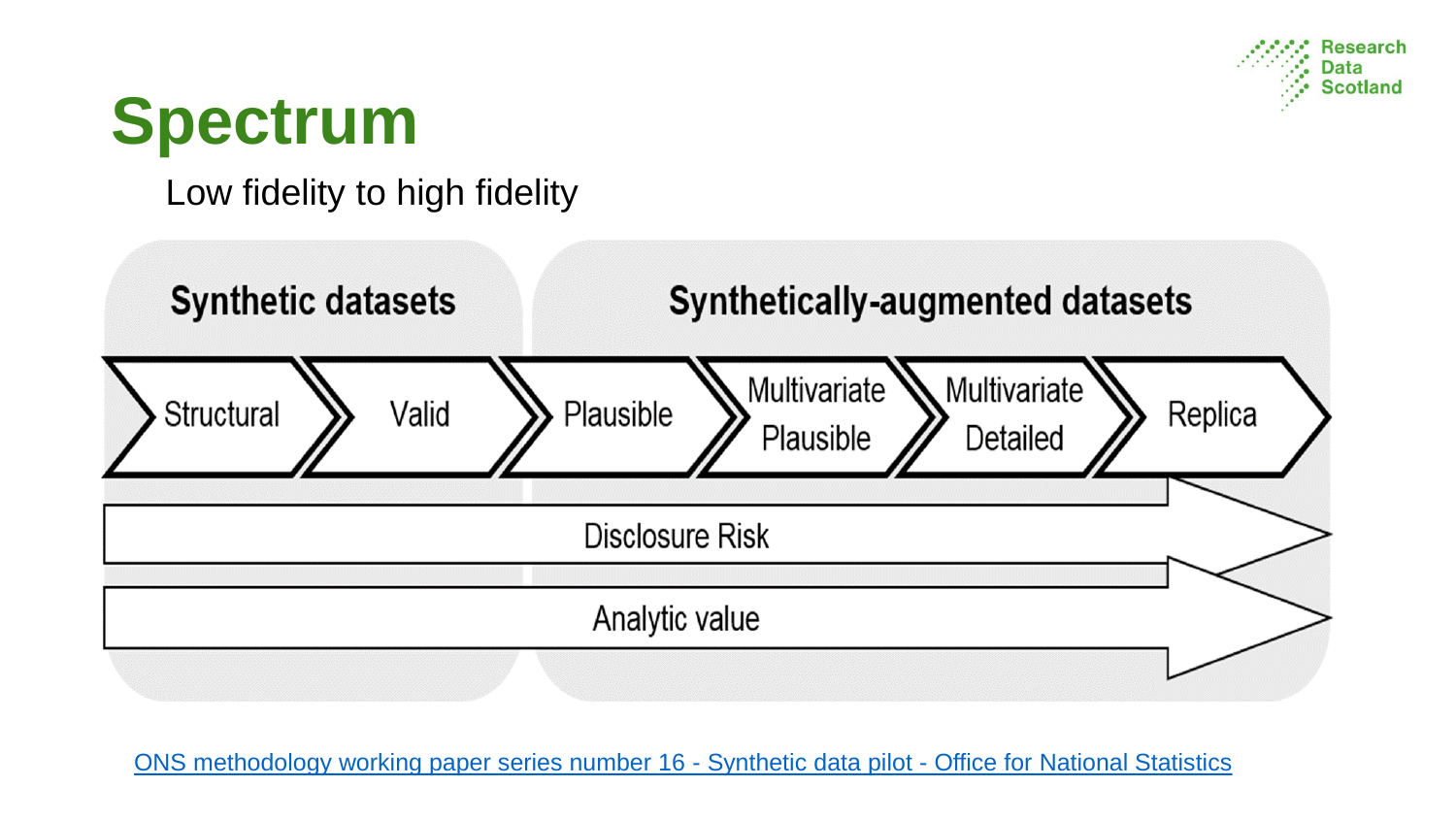# Spectrum

Low fidelity to high fidelity

**Synthetic datasets** | **Synthetically-augmented datasets**

Structural → Valid → Plausible → Multivariate Plausible → Multivariate Detailed → Replica

Disclosure Risk →

Analytic value →

[ONS methodology working paper series number 16 - Synthetic data pilot - Office for National Statistics]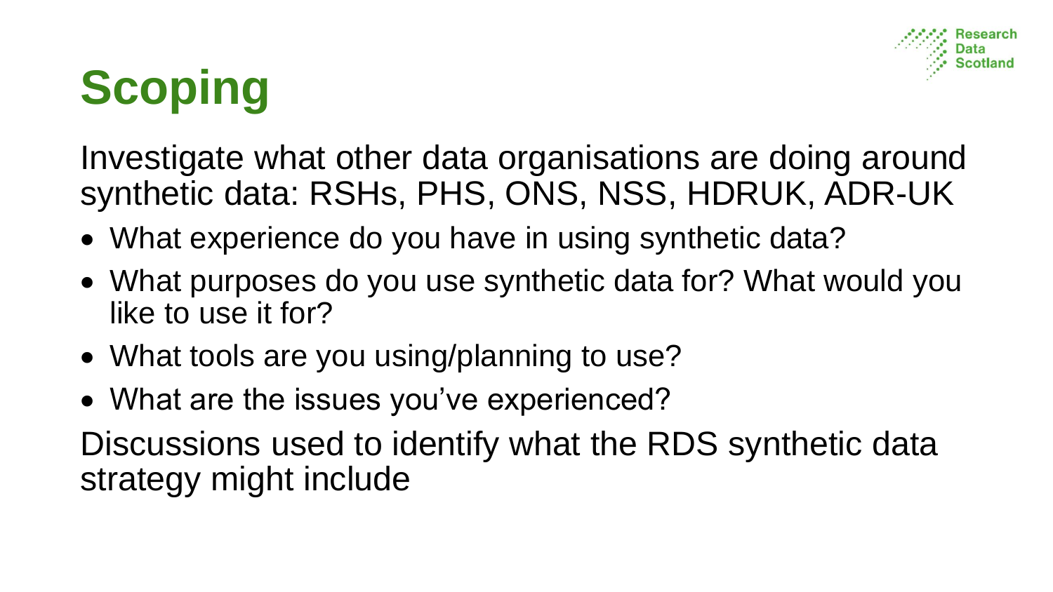# Scoping

Investigate what other data organisations are doing around synthetic data: RSHs, PHS, ONS, NSS, HDRUK, ADR-UK

- What experience do you have in using synthetic data?
- What purposes do you use synthetic data for? What would you like to use it for?
- What tools are you using/planning to use?
- What are the issues you've experienced?

Discussions used to identify what the RDS synthetic data strategy might include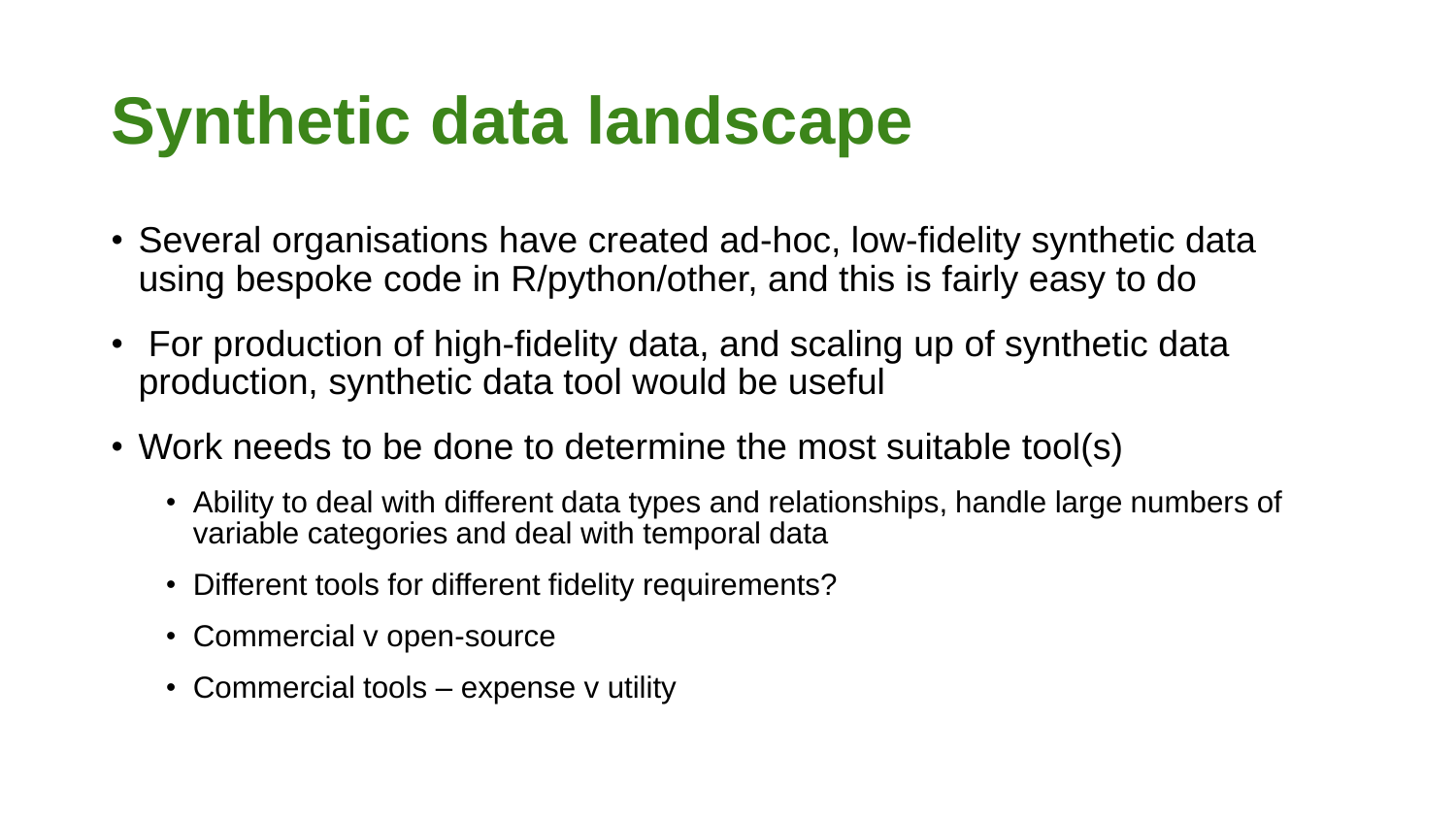# Synthetic data landscape

- Several organisations have created ad-hoc, low-fidelity synthetic data using bespoke code in R/python/other, and this is fairly easy to do
- For production of high-fidelity data, and scaling up of synthetic data production, synthetic data tool would be useful
- Work needs to be done to determine the most suitable tool(s)
  - Ability to deal with different data types and relationships, handle large numbers of variable categories and deal with temporal data
  - Different tools for different fidelity requirements?
  - Commercial v open-source
  - Commercial tools – expense v utility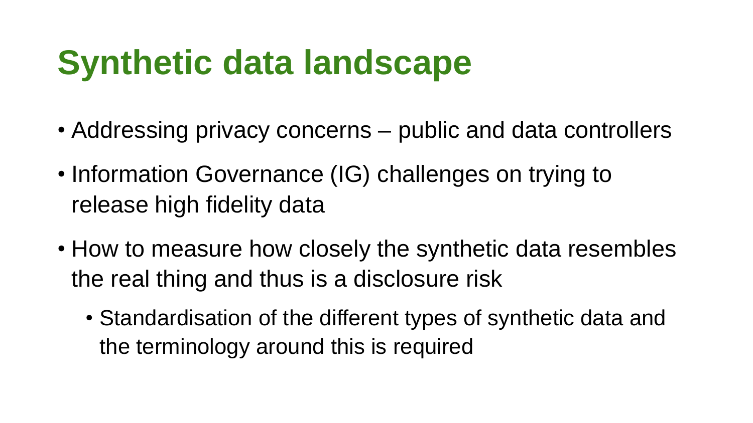# Synthetic data landscape

- Addressing privacy concerns – public and data controllers
- Information Governance (IG) challenges on trying to release high fidelity data
- How to measure how closely the synthetic data resembles the real thing and thus is a disclosure risk
  - Standardisation of the different types of synthetic data and the terminology around this is required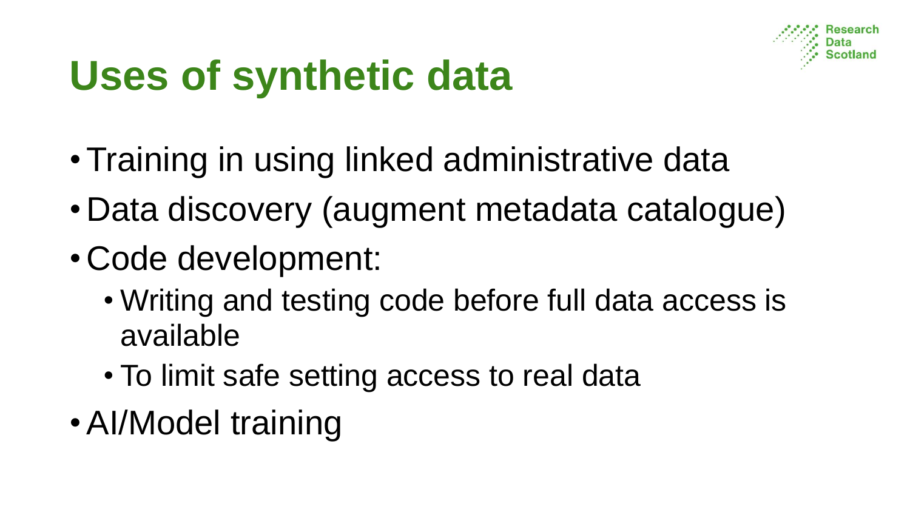# Uses of synthetic data

- Training in using linked administrative data
- Data discovery (augment metadata catalogue)
- Code development:
  - Writing and testing code before full data access is available
  - To limit safe setting access to real data
- AI/Model training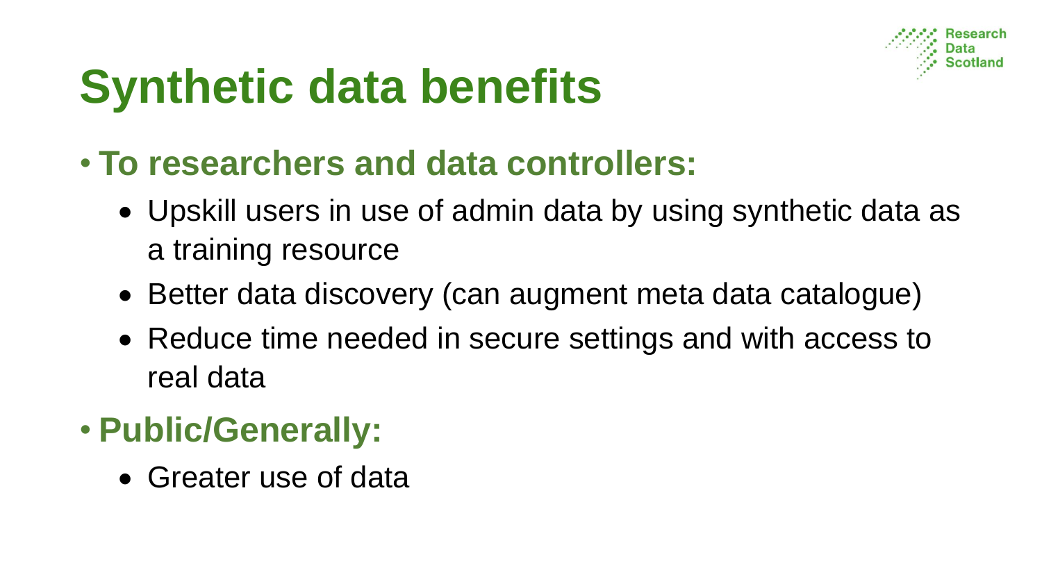# Synthetic data benefits

- **To researchers and data controllers:**
  - Upskill users in use of admin data by using synthetic data as a training resource
  - Better data discovery (can augment meta data catalogue)
  - Reduce time needed in secure settings and with access to real data
- **Public/Generally:**
  - Greater use of data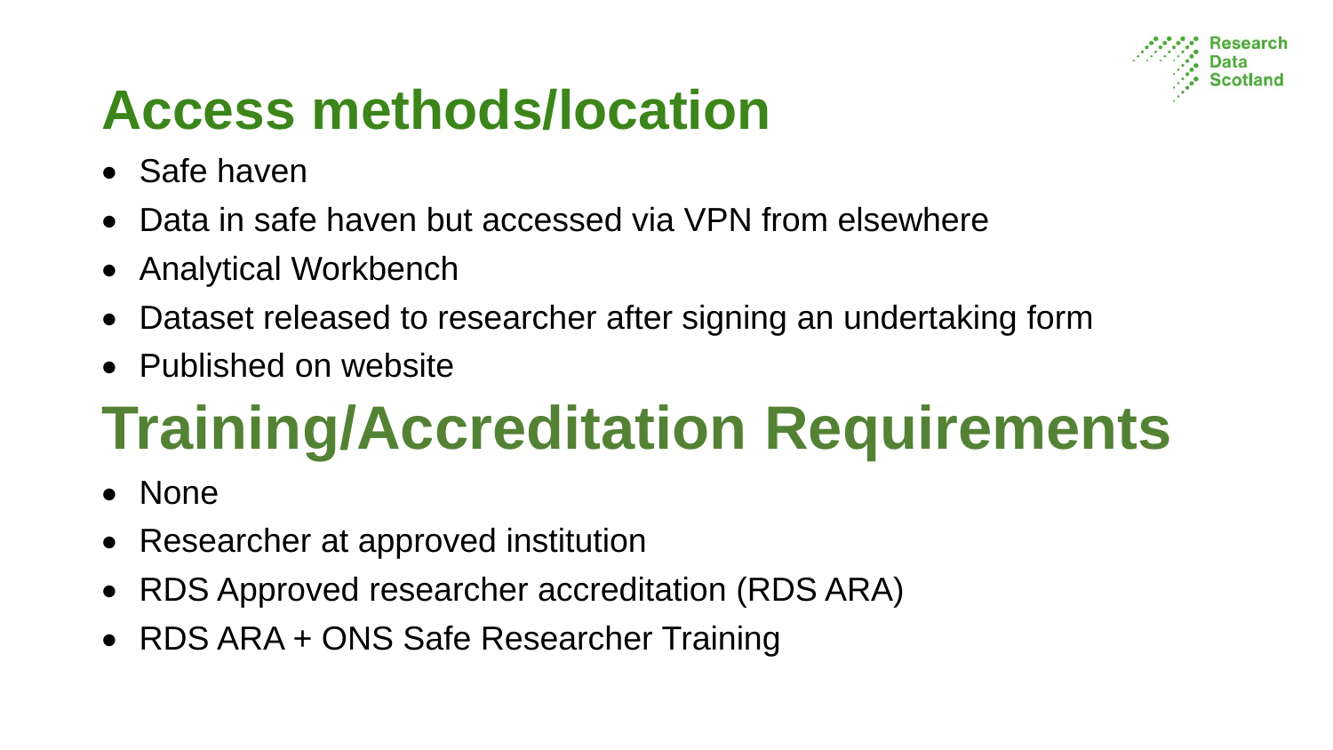# Access methods/location

- Safe haven
- Data in safe haven but accessed via VPN from elsewhere
- Analytical Workbench
- Dataset released to researcher after signing an undertaking form
- Published on website

# Training/Accreditation Requirements

- None
- Researcher at approved institution
- RDS Approved researcher accreditation (RDS ARA)
- RDS ARA + ONS Safe Researcher Training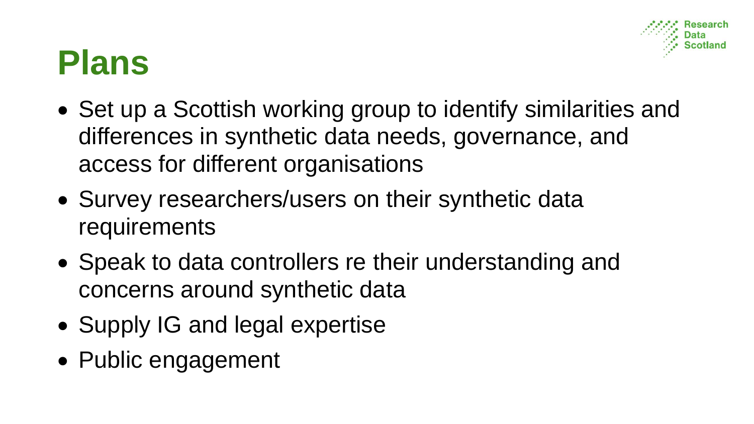# Plans

- Set up a Scottish working group to identify similarities and differences in synthetic data needs, governance, and access for different organisations
- Survey researchers/users on their synthetic data requirements
- Speak to data controllers re their understanding and concerns around synthetic data
- Supply IG and legal expertise
- Public engagement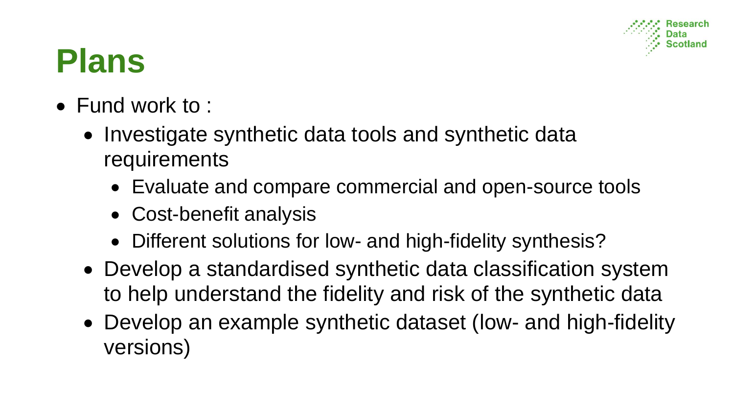# Plans

- Fund work to :
  - Investigate synthetic data tools and synthetic data requirements
    - Evaluate and compare commercial and open-source tools
    - Cost-benefit analysis
    - Different solutions for low- and high-fidelity synthesis?
  - Develop a standardised synthetic data classification system to help understand the fidelity and risk of the synthetic data
  - Develop an example synthetic dataset (low- and high-fidelity versions)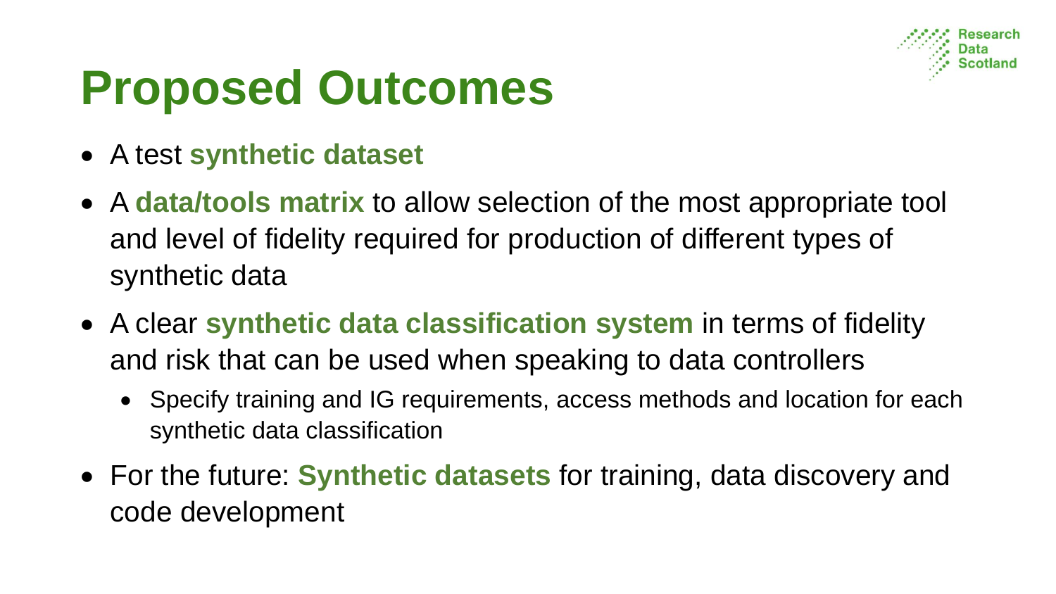# Proposed Outcomes

- A test **synthetic dataset**
- A **data/tools matrix** to allow selection of the most appropriate tool and level of fidelity required for production of different types of synthetic data
- A clear **synthetic data classification system** in terms of fidelity and risk that can be used when speaking to data controllers
  - Specify training and IG requirements, access methods and location for each synthetic data classification
- For the future: **Synthetic datasets** for training, data discovery and code development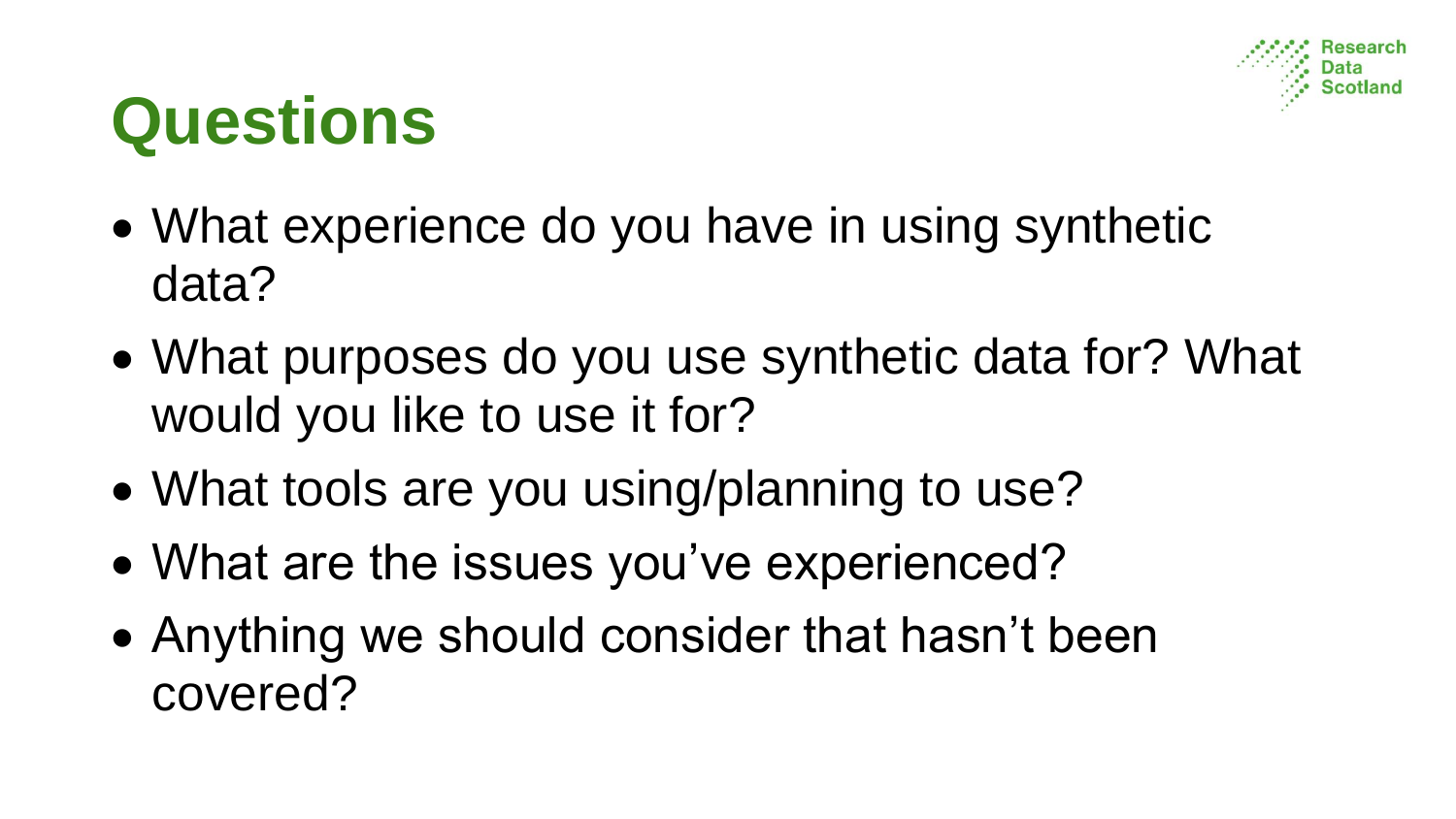# Questions

- What experience do you have in using synthetic data?
- What purposes do you use synthetic data for? What would you like to use it for?
- What tools are you using/planning to use?
- What are the issues you've experienced?
- Anything we should consider that hasn't been covered?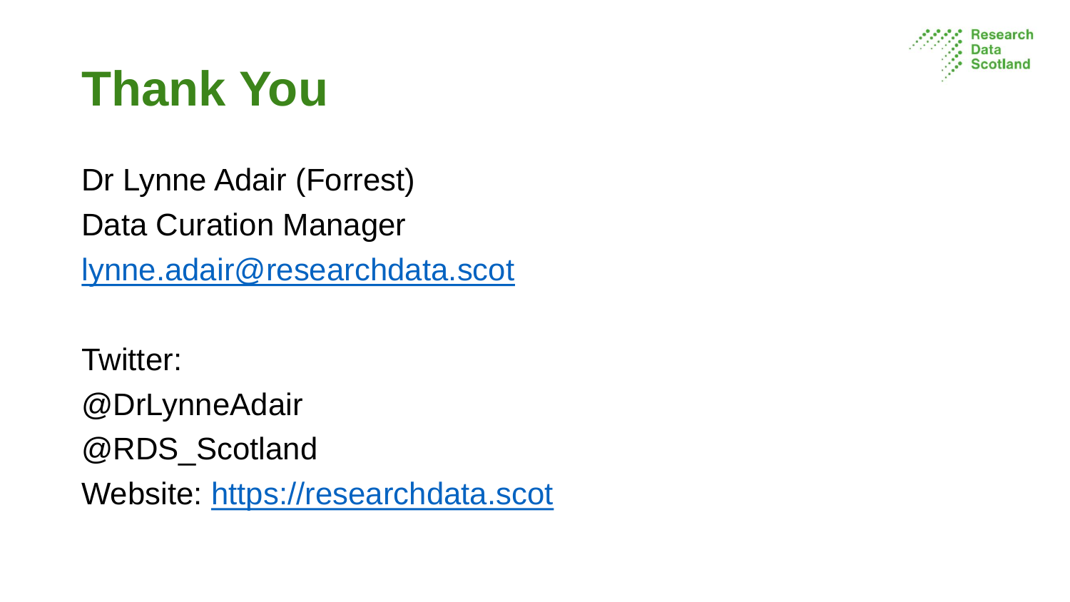# Thank You

Dr Lynne Adair (Forrest)

Data Curation Manager

[lynne.adair@researchdata.scot](mailto:lynne.adair@researchdata.scot)

Twitter:

@DrLynneAdair

@RDS_Scotland

Website: [https://researchdata.scot](https://researchdata.scot)